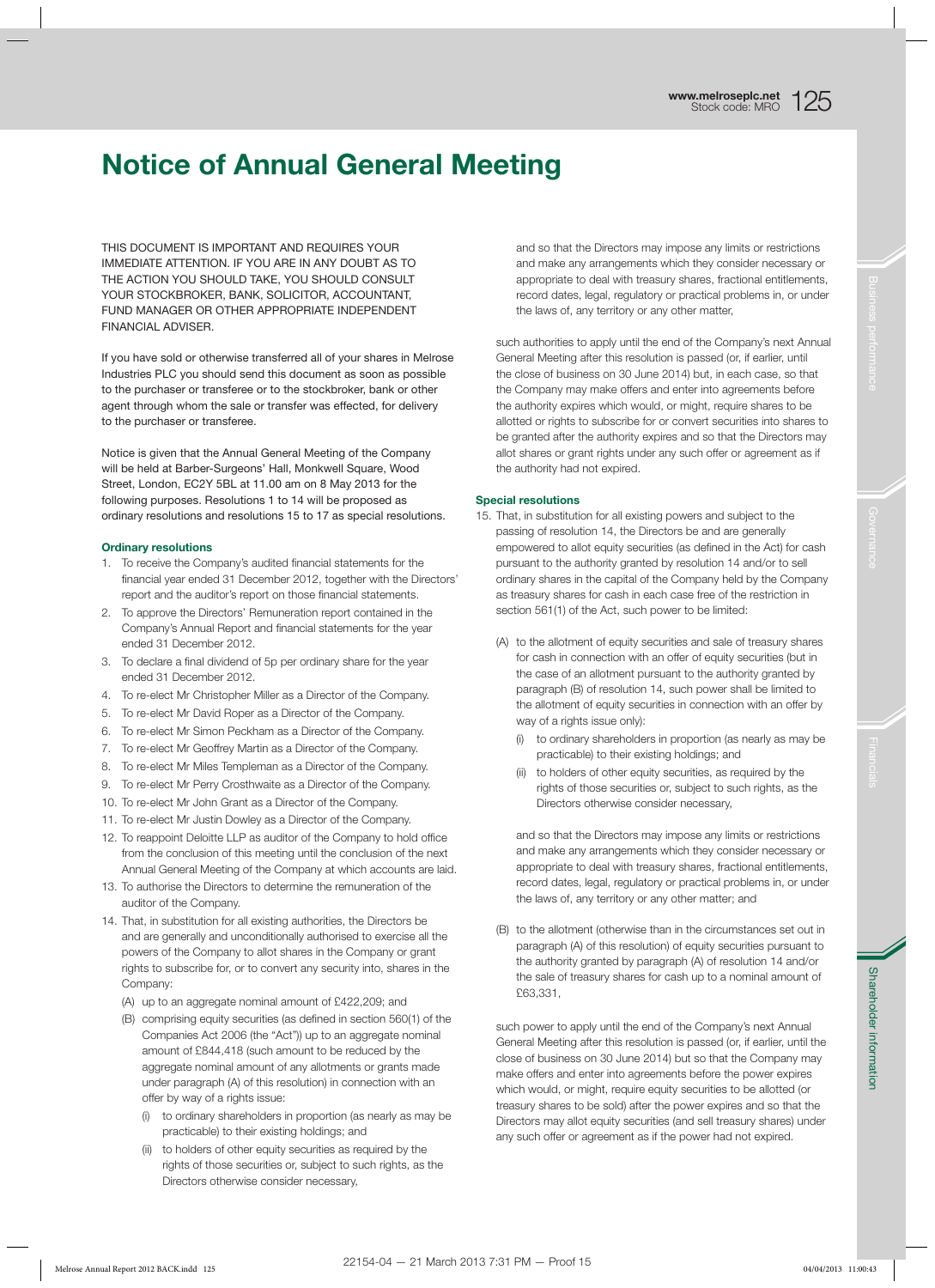# Notice of Annual General Meeting

THIS DOCUMENT IS IMPORTANT AND REQUIRES YOUR IMMEDIATE ATTENTION. IF YOU ARE IN ANY DOUBT AS TO THE ACTION YOU SHOULD TAKE, YOU SHOULD CONSULT YOUR STOCKBROKER, BANK, SOLICITOR, ACCOUNTANT, FUND MANAGER OR OTHER APPROPRIATE INDEPENDENT FINANCIAL ADVISER.

If you have sold or otherwise transferred all of your shares in Melrose Industries PLC you should send this document as soon as possible to the purchaser or transferee or to the stockbroker, bank or other agent through whom the sale or transfer was effected, for delivery to the purchaser or transferee.

Notice is given that the Annual General Meeting of the Company will be held at Barber-Surgeons' Hall, Monkwell Square, Wood Street, London, EC2Y 5BL at 11.00 am on 8 May 2013 for the following purposes. Resolutions 1 to 14 will be proposed as ordinary resolutions and resolutions 15 to 17 as special resolutions.

### Ordinary resolutions

1. To receive the Company's audited financial statements for the financial year ended 31 December 2012, together with the Directors' report and the auditor's report on those financial statements.
2. To approve the Directors' Remuneration report contained in the Company's Annual Report and financial statements for the year ended 31 December 2012.
3. To declare a final dividend of 5p per ordinary share for the year ended 31 December 2012.
4. To re-elect Mr Christopher Miller as a Director of the Company.
5. To re-elect Mr David Roper as a Director of the Company.
6. To re-elect Mr Simon Peckham as a Director of the Company.
7. To re-elect Mr Geoffrey Martin as a Director of the Company.
8. To re-elect Mr Miles Templeman as a Director of the Company.
9. To re-elect Mr Perry Crosthwaite as a Director of the Company.
10. To re-elect Mr John Grant as a Director of the Company.
11. To re-elect Mr Justin Dowley as a Director of the Company.
12. To reappoint Deloitte LLP as auditor of the Company to hold office from the conclusion of this meeting until the conclusion of the next Annual General Meeting of the Company at which accounts are laid.
13. To authorise the Directors to determine the remuneration of the auditor of the Company.
14. That, in substitution for all existing authorities, the Directors be and are generally and unconditionally authorised to exercise all the powers of the Company to allot shares in the Company or grant rights to subscribe for, or to convert any security into, shares in the Company:
    (A) up to an aggregate nominal amount of £422,209; and
    (B) comprising equity securities (as defined in section 560(1) of the Companies Act 2006 (the "Act")) up to an aggregate nominal amount of £844,418 (such amount to be reduced by the aggregate nominal amount of any allotments or grants made under paragraph (A) of this resolution) in connection with an offer by way of a rights issue:
    (i) to ordinary shareholders in proportion (as nearly as may be practicable) to their existing holdings; and
    (ii) to holders of other equity securities as required by the rights of those securities or, subject to such rights, as the Directors otherwise consider necessary,

    and so that the Directors may impose any limits or restrictions and make any arrangements which they consider necessary or appropriate to deal with treasury shares, fractional entitlements, record dates, legal, regulatory or practical problems in, or under the laws of, any territory or any other matter,

    such authorities to apply until the end of the Company's next Annual General Meeting after this resolution is passed (or, if earlier, until the close of business on 30 June 2014) but, in each case, so that the Company may make offers and enter into agreements before the authority expires which would, or might, require shares to be allotted or rights to subscribe for or convert securities into shares to be granted after the authority expires and so that the Directors may allot shares or grant rights under any such offer or agreement as if the authority had not expired.

### Special resolutions

15. That, in substitution for all existing powers and subject to the passing of resolution 14, the Directors be and are generally empowered to allot equity securities (as defined in the Act) for cash pursuant to the authority granted by resolution 14 and/or to sell ordinary shares in the capital of the Company held by the Company as treasury shares for cash in each case free of the restriction in section 561(1) of the Act, such power to be limited:

    (A) to the allotment of equity securities and sale of treasury shares for cash in connection with an offer of equity securities (but in the case of an allotment pursuant to the authority granted by paragraph (B) of resolution 14, such power shall be limited to the allotment of equity securities in connection with an offer by way of a rights issue only):
    (i) to ordinary shareholders in proportion (as nearly as may be practicable) to their existing holdings; and
    (ii) to holders of other equity securities, as required by the rights of those securities or, subject to such rights, as the Directors otherwise consider necessary,

    and so that the Directors may impose any limits or restrictions and make any arrangements which they consider necessary or appropriate to deal with treasury shares, fractional entitlements, record dates, legal, regulatory or practical problems in, or under the laws of, any territory or any other matter; and

    (B) to the allotment (otherwise than in the circumstances set out in paragraph (A) of this resolution) of equity securities pursuant to the authority granted by paragraph (A) of resolution 14 and/or the sale of treasury shares for cash up to a nominal amount of £63,331,

    such power to apply until the end of the Company's next Annual General Meeting after this resolution is passed (or, if earlier, until the close of business on 30 June 2014) but so that the Company may make offers and enter into agreements before the power expires which would, or might, require equity securities to be allotted (or treasury shares to be sold) after the power expires and so that the Directors may allot equity securities (and sell treasury shares) under any such offer or agreement as if the power had not expired.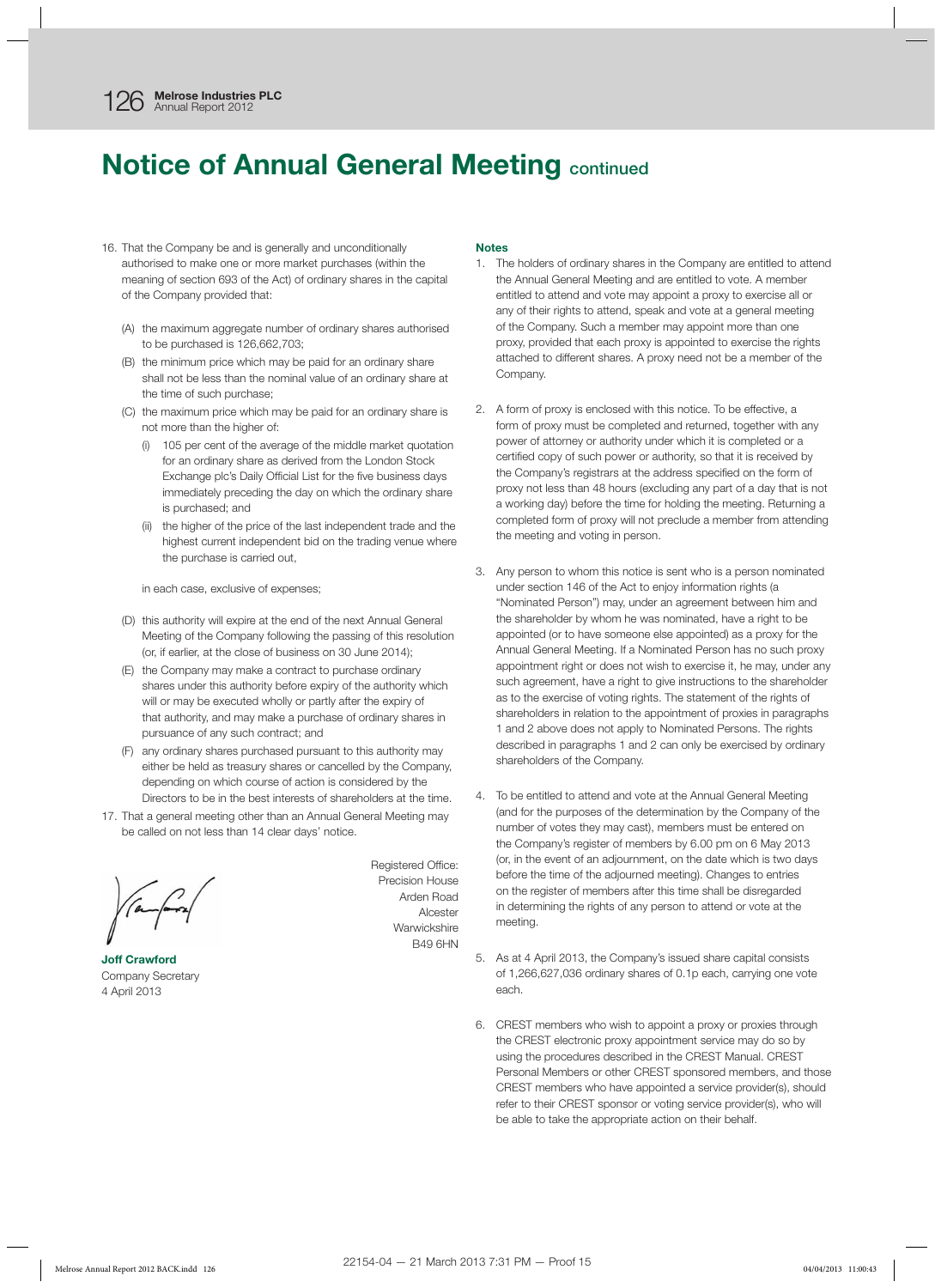# Notice of Annual General Meeting continued

16. That the Company be and is generally and unconditionally authorised to make one or more market purchases (within the meaning of section 693 of the Act) of ordinary shares in the capital of the Company provided that:

    (A) the maximum aggregate number of ordinary shares authorised to be purchased is 126,662,703;

    (B) the minimum price which may be paid for an ordinary share shall not be less than the nominal value of an ordinary share at the time of such purchase;

    (C) the maximum price which may be paid for an ordinary share is not more than the higher of:

    (i) 105 per cent of the average of the middle market quotation for an ordinary share as derived from the London Stock Exchange plc's Daily Official List for the five business days immediately preceding the day on which the ordinary share is purchased; and

    (ii) the higher of the price of the last independent trade and the highest current independent bid on the trading venue where the purchase is carried out,

    in each case, exclusive of expenses;

    (D) this authority will expire at the end of the next Annual General Meeting of the Company following the passing of this resolution (or, if earlier, at the close of business on 30 June 2014);

    (E) the Company may make a contract to purchase ordinary shares under this authority before expiry of the authority which will or may be executed wholly or partly after the expiry of that authority, and may make a purchase of ordinary shares in pursuance of any such contract; and

    (F) any ordinary shares purchased pursuant to this authority may either be held as treasury shares or cancelled by the Company, depending on which course of action is considered by the Directors to be in the best interests of shareholders at the time.

17. That a general meeting other than an Annual General Meeting may be called on not less than 14 clear days' notice.

**Joff Crawford**
Company Secretary
4 April 2013

Registered Office:
Precision House
Arden Road
Alcester
Warwickshire
B49 6HN

**Notes**

1. The holders of ordinary shares in the Company are entitled to attend the Annual General Meeting and are entitled to vote. A member entitled to attend and vote may appoint a proxy to exercise all or any of their rights to attend, speak and vote at a general meeting of the Company. Such a member may appoint more than one proxy, provided that each proxy is appointed to exercise the rights attached to different shares. A proxy need not be a member of the Company.

2. A form of proxy is enclosed with this notice. To be effective, a form of proxy must be completed and returned, together with any power of attorney or authority under which it is completed or a certified copy of such power or authority, so that it is received by the Company's registrars at the address specified on the form of proxy not less than 48 hours (excluding any part of a day that is not a working day) before the time for holding the meeting. Returning a completed form of proxy will not preclude a member from attending the meeting and voting in person.

3. Any person to whom this notice is sent who is a person nominated under section 146 of the Act to enjoy information rights (a "Nominated Person") may, under an agreement between him and the shareholder by whom he was nominated, have a right to be appointed (or to have someone else appointed) as a proxy for the Annual General Meeting. If a Nominated Person has no such proxy appointment right or does not wish to exercise it, he may, under any such agreement, have a right to give instructions to the shareholder as to the exercise of voting rights. The statement of the rights of shareholders in relation to the appointment of proxies in paragraphs 1 and 2 above does not apply to Nominated Persons. The rights described in paragraphs 1 and 2 can only be exercised by ordinary shareholders of the Company.

4. To be entitled to attend and vote at the Annual General Meeting (and for the purposes of the determination by the Company of the number of votes they may cast), members must be entered on the Company's register of members by 6.00 pm on 6 May 2013 (or, in the event of an adjournment, on the date which is two days before the time of the adjourned meeting). Changes to entries on the register of members after this time shall be disregarded in determining the rights of any person to attend or vote at the meeting.

5. As at 4 April 2013, the Company's issued share capital consists of 1,266,627,036 ordinary shares of 0.1p each, carrying one vote each.

6. CREST members who wish to appoint a proxy or proxies through the CREST electronic proxy appointment service may do so by using the procedures described in the CREST Manual. CREST Personal Members or other CREST sponsored members, and those CREST members who have appointed a service provider(s), should refer to their CREST sponsor or voting service provider(s), who will be able to take the appropriate action on their behalf.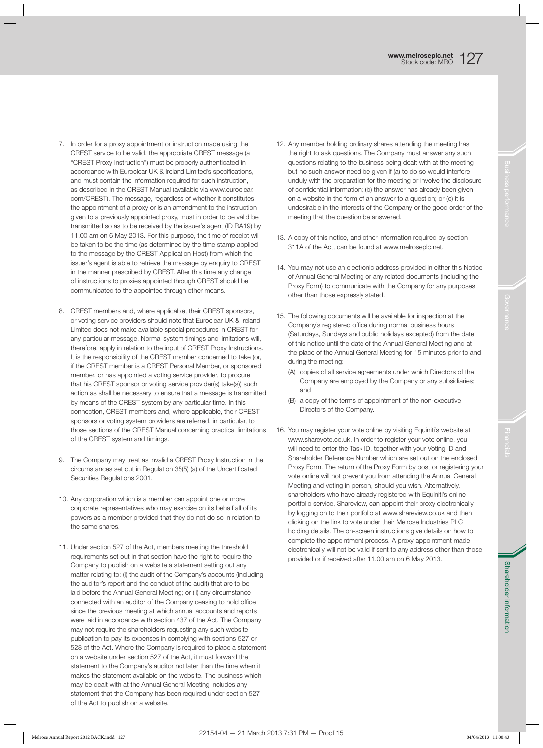7. In order for a proxy appointment or instruction made using the CREST service to be valid, the appropriate CREST message (a "CREST Proxy Instruction") must be properly authenticated in accordance with Euroclear UK & Ireland Limited's specifications, and must contain the information required for such instruction, as described in the CREST Manual (available via www.euroclear.com/CREST). The message, regardless of whether it constitutes the appointment of a proxy or is an amendment to the instruction given to a previously appointed proxy, must in order to be valid be transmitted so as to be received by the issuer's agent (ID RA19) by 11.00 am on 6 May 2013. For this purpose, the time of receipt will be taken to be the time (as determined by the time stamp applied to the message by the CREST Application Host) from which the issuer's agent is able to retrieve the message by enquiry to CREST in the manner prescribed by CREST. After this time any change of instructions to proxies appointed through CREST should be communicated to the appointee through other means.

8. CREST members and, where applicable, their CREST sponsors, or voting service providers should note that Euroclear UK & Ireland Limited does not make available special procedures in CREST for any particular message. Normal system timings and limitations will, therefore, apply in relation to the input of CREST Proxy Instructions. It is the responsibility of the CREST member concerned to take (or, if the CREST member is a CREST Personal Member, or sponsored member, or has appointed a voting service provider, to procure that his CREST sponsor or voting service provider(s) take(s)) such action as shall be necessary to ensure that a message is transmitted by means of the CREST system by any particular time. In this connection, CREST members and, where applicable, their CREST sponsors or voting system providers are referred, in particular, to those sections of the CREST Manual concerning practical limitations of the CREST system and timings.

9. The Company may treat as invalid a CREST Proxy Instruction in the circumstances set out in Regulation 35(5) (a) of the Uncertificated Securities Regulations 2001.

10. Any corporation which is a member can appoint one or more corporate representatives who may exercise on its behalf all of its powers as a member provided that they do not do so in relation to the same shares.

11. Under section 527 of the Act, members meeting the threshold requirements set out in that section have the right to require the Company to publish on a website a statement setting out any matter relating to: (i) the audit of the Company's accounts (including the auditor's report and the conduct of the audit) that are to be laid before the Annual General Meeting; or (ii) any circumstance connected with an auditor of the Company ceasing to hold office since the previous meeting at which annual accounts and reports were laid in accordance with section 437 of the Act. The Company may not require the shareholders requesting any such website publication to pay its expenses in complying with sections 527 or 528 of the Act. Where the Company is required to place a statement on a website under section 527 of the Act, it must forward the statement to the Company's auditor not later than the time when it makes the statement available on the website. The business which may be dealt with at the Annual General Meeting includes any statement that the Company has been required under section 527 of the Act to publish on a website.

12. Any member holding ordinary shares attending the meeting has the right to ask questions. The Company must answer any such questions relating to the business being dealt with at the meeting but no such answer need be given if (a) to do so would interfere unduly with the preparation for the meeting or involve the disclosure of confidential information; (b) the answer has already been given on a website in the form of an answer to a question; or (c) it is undesirable in the interests of the Company or the good order of the meeting that the question be answered.

13. A copy of this notice, and other information required by section 311A of the Act, can be found at www.melroseplc.net.

14. You may not use an electronic address provided in either this Notice of Annual General Meeting or any related documents (including the Proxy Form) to communicate with the Company for any purposes other than those expressly stated.

15. The following documents will be available for inspection at the Company's registered office during normal business hours (Saturdays, Sundays and public holidays excepted) from the date of this notice until the date of the Annual General Meeting and at the place of the Annual General Meeting for 15 minutes prior to and during the meeting:
    (A) copies of all service agreements under which Directors of the Company are employed by the Company or any subsidiaries; and
    (B) a copy of the terms of appointment of the non-executive Directors of the Company.

16. You may register your vote online by visiting Equiniti's website at www.sharevote.co.uk. In order to register your vote online, you will need to enter the Task ID, together with your Voting ID and Shareholder Reference Number which are set out on the enclosed Proxy Form. The return of the Proxy Form by post or registering your vote online will not prevent you from attending the Annual General Meeting and voting in person, should you wish. Alternatively, shareholders who have already registered with Equiniti's online portfolio service, Shareview, can appoint their proxy electronically by logging on to their portfolio at www.shareview.co.uk and then clicking on the link to vote under their Melrose Industries PLC holding details. The on-screen instructions give details on how to complete the appointment process. A proxy appointment made electronically will not be valid if sent to any address other than those provided or if received after 11.00 am on 6 May 2013.